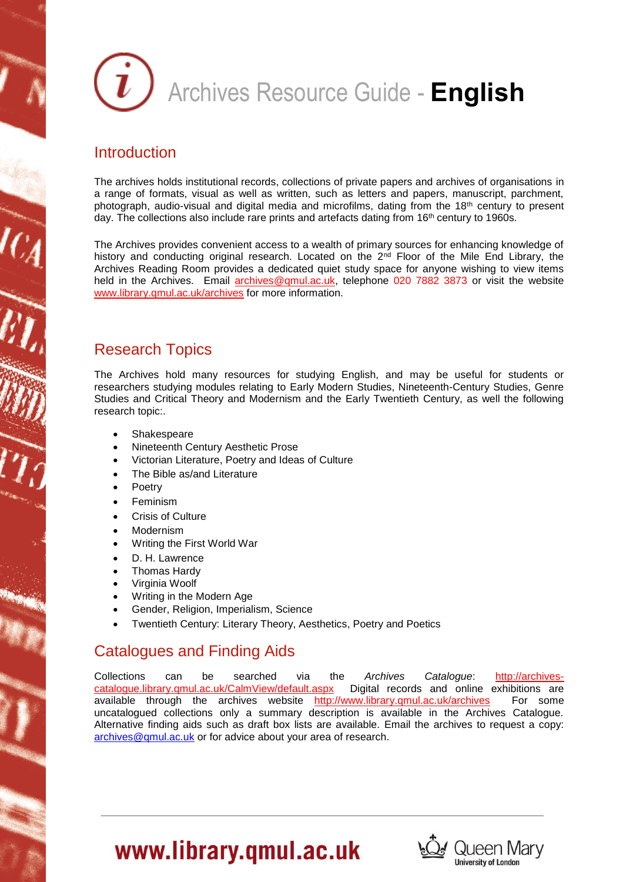# Archives Resource Guide - **English**

## Introduction

The archives holds institutional records, collections of private papers and archives of organisations in a range of formats, visual as well as written, such as letters and papers, manuscript, parchment, photograph, audio-visual and digital media and microfilms, dating from the 18th century to present day. The collections also include rare prints and artefacts dating from 16th century to 1960s.

The Archives provides convenient access to a wealth of primary sources for enhancing knowledge of history and conducting original research. Located on the 2nd Floor of the Mile End Library, the Archives Reading Room provides a dedicated quiet study space for anyone wishing to view items held in the Archives. Email archives@qmul.ac.uk, telephone 020 7882 3873 or visit the website www.library.qmul.ac.uk/archives for more information.

## Research Topics

The Archives hold many resources for studying English, and may be useful for students or researchers studying modules relating to Early Modern Studies, Nineteenth-Century Studies, Genre Studies and Critical Theory and Modernism and the Early Twentieth Century, as well the following research topic:.

- Shakespeare
- Nineteenth Century Aesthetic Prose
- Victorian Literature, Poetry and Ideas of Culture
- The Bible as/and Literature
- Poetry
- Feminism
- Crisis of Culture
- Modernism
- Writing the First World War
- D. H. Lawrence
- Thomas Hardy
- Virginia Woolf
- Writing in the Modern Age
- Gender, Religion, Imperialism, Science
- Twentieth Century: Literary Theory, Aesthetics, Poetry and Poetics

## Catalogues and Finding Aids

Collections can be searched via the *Archives Catalogue*: http://archives-catalogue.library.qmul.ac.uk/CalmView/default.aspx Digital records and online exhibitions are available through the archives website http://www.library.qmul.ac.uk/archives For some uncatalogued collections only a summary description is available in the Archives Catalogue. Alternative finding aids such as draft box lists are available. Email the archives to request a copy: archives@qmul.ac.uk or for advice about your area of research.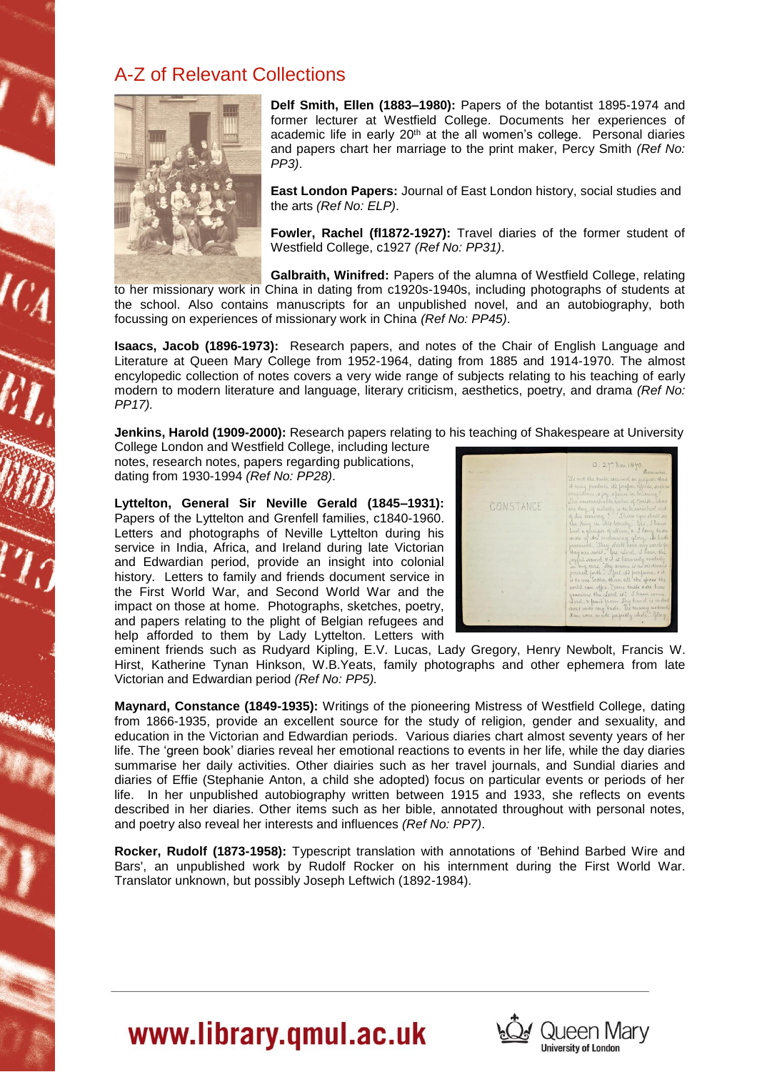## A-Z of Relevant Collections

**Delf Smith, Ellen (1883–1980):** Papers of the botantist 1895-1974 and former lecturer at Westfield College. Documents her experiences of academic life in early 20th at the all women's college. Personal diaries and papers chart her marriage to the print maker, Percy Smith *(Ref No: PP3)*.

**East London Papers:** Journal of East London history, social studies and the arts *(Ref No: ELP)*.

**Fowler, Rachel (fl1872-1927):** Travel diaries of the former student of Westfield College, c1927 *(Ref No: PP31)*.

**Galbraith, Winifred:** Papers of the alumna of Westfield College, relating to her missionary work in China in dating from c1920s-1940s, including photographs of students at the school. Also contains manuscripts for an unpublished novel, and an autobiography, both focussing on experiences of missionary work in China *(Ref No: PP45)*.

**Isaacs, Jacob (1896-1973):** Research papers, and notes of the Chair of English Language and Literature at Queen Mary College from 1952-1964, dating from 1885 and 1914-1970. The almost encylopedic collection of notes covers a very wide range of subjects relating to his teaching of early modern to modern literature and language, literary criticism, aesthetics, poetry, and drama *(Ref No: PP17).*

**Jenkins, Harold (1909-2000):** Research papers relating to his teaching of Shakespeare at University College London and Westfield College, including lecture notes, research notes, papers regarding publications, dating from 1930-1994 *(Ref No: PP28)*.

**Lyttelton, General Sir Neville Gerald (1845–1931):** Papers of the Lyttelton and Grenfell families, c1840-1960. Letters and photographs of Neville Lyttelton during his service in India, Africa, and Ireland during late Victorian and Edwardian period, provide an insight into colonial history. Letters to family and friends document service in the First World War, and Second World War and the impact on those at home. Photographs, sketches, poetry, and papers relating to the plight of Belgian refugees and help afforded to them by Lady Lyttelton. Letters with eminent friends such as Rudyard Kipling, E.V. Lucas, Lady Gregory, Henry Newbolt, Francis W. Hirst, Katherine Tynan Hinkson, W.B.Yeats, family photographs and other ephemera from late Victorian and Edwardian period *(Ref No: PP5).*

**Maynard, Constance (1849-1935):** Writings of the pioneering Mistress of Westfield College, dating from 1866-1935, provide an excellent source for the study of religion, gender and sexuality, and education in the Victorian and Edwardian periods. Various diaries chart almost seventy years of her life. The 'green book' diaries reveal her emotional reactions to events in her life, while the day diaries summarise her daily activities. Other diairies such as her travel journals, and Sundial diaries and diaries of Effie (Stephanie Anton, a child she adopted) focus on particular events or periods of her life. In her unpublished autobiography written between 1915 and 1933, she reflects on events described in her diaries. Other items such as her bible, annotated throughout with personal notes, and poetry also reveal her interests and influences *(Ref No: PP7)*.

**Rocker, Rudolf (1873-1958):** Typescript translation with annotations of 'Behind Barbed Wire and Bars', an unpublished work by Rudolf Rocker on his internment during the First World War. Translator unknown, but possibly Joseph Leftwich (1892-1984).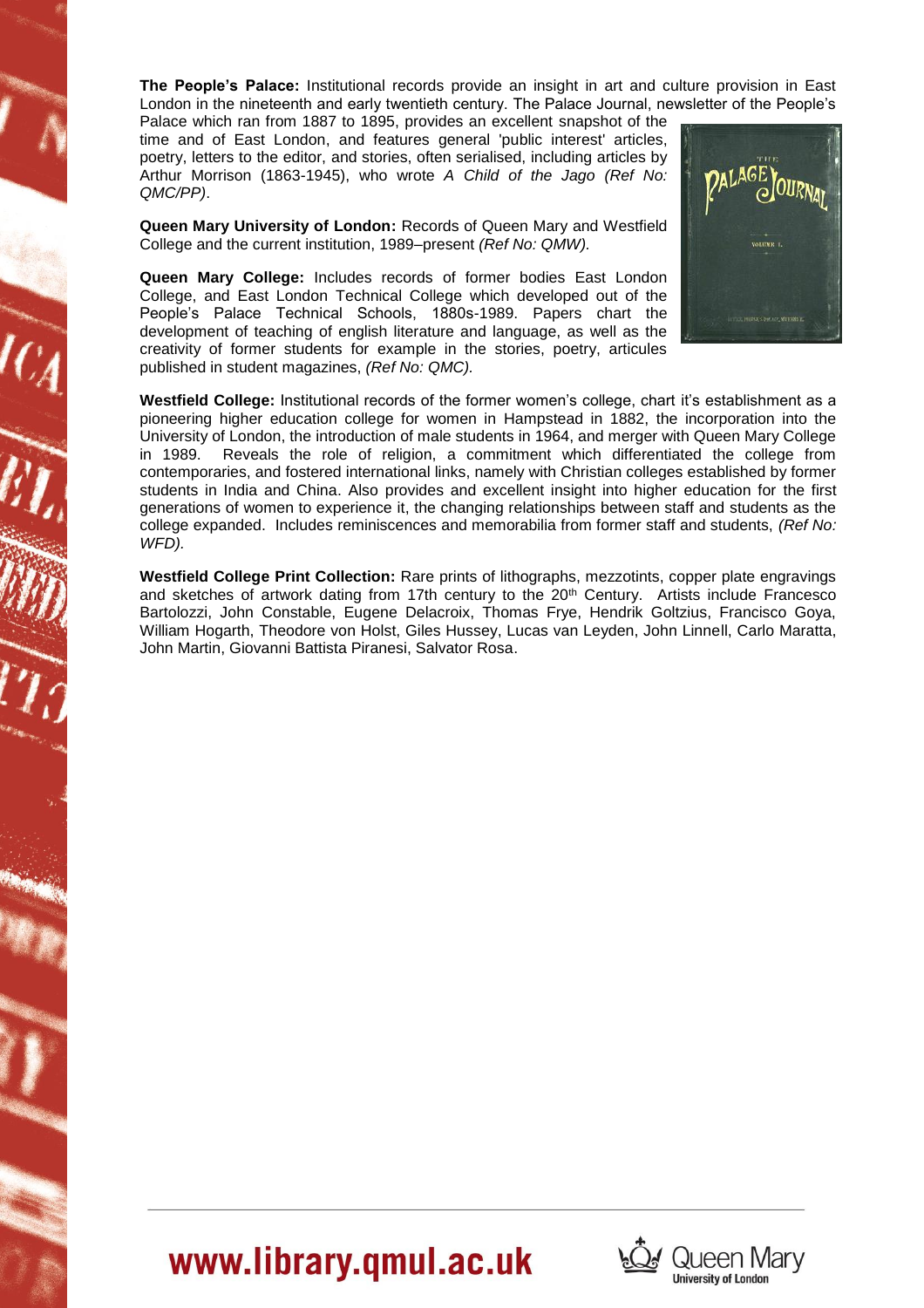**The People's Palace:** Institutional records provide an insight in art and culture provision in East London in the nineteenth and early twentieth century. The Palace Journal, newsletter of the People's Palace which ran from 1887 to 1895, provides an excellent snapshot of the time and of East London, and features general 'public interest' articles, poetry, letters to the editor, and stories, often serialised, including articles by Arthur Morrison (1863-1945), who wrote *A Child of the Jago (Ref No: QMC/PP)*.

**Queen Mary University of London:** Records of Queen Mary and Westfield College and the current institution, 1989–present *(Ref No: QMW).*

**Queen Mary College:** Includes records of former bodies East London College, and East London Technical College which developed out of the People's Palace Technical Schools, 1880s-1989. Papers chart the development of teaching of english literature and language, as well as the creativity of former students for example in the stories, poetry, articules published in student magazines, *(Ref No: QMC).*

**Westfield College:** Institutional records of the former women's college, chart it's establishment as a pioneering higher education college for women in Hampstead in 1882, the incorporation into the University of London, the introduction of male students in 1964, and merger with Queen Mary College in 1989. Reveals the role of religion, a commitment which differentiated the college from contemporaries, and fostered international links, namely with Christian colleges established by former students in India and China. Also provides and excellent insight into higher education for the first generations of women to experience it, the changing relationships between staff and students as the college expanded. Includes reminiscences and memorabilia from former staff and students, *(Ref No: WFD).*

**Westfield College Print Collection:** Rare prints of lithographs, mezzotints, copper plate engravings and sketches of artwork dating from 17th century to the 20th Century. Artists include Francesco Bartolozzi, John Constable, Eugene Delacroix, Thomas Frye, Hendrik Goltzius, Francisco Goya, William Hogarth, Theodore von Holst, Giles Hussey, Lucas van Leyden, John Linnell, Carlo Maratta, John Martin, Giovanni Battista Piranesi, Salvator Rosa.